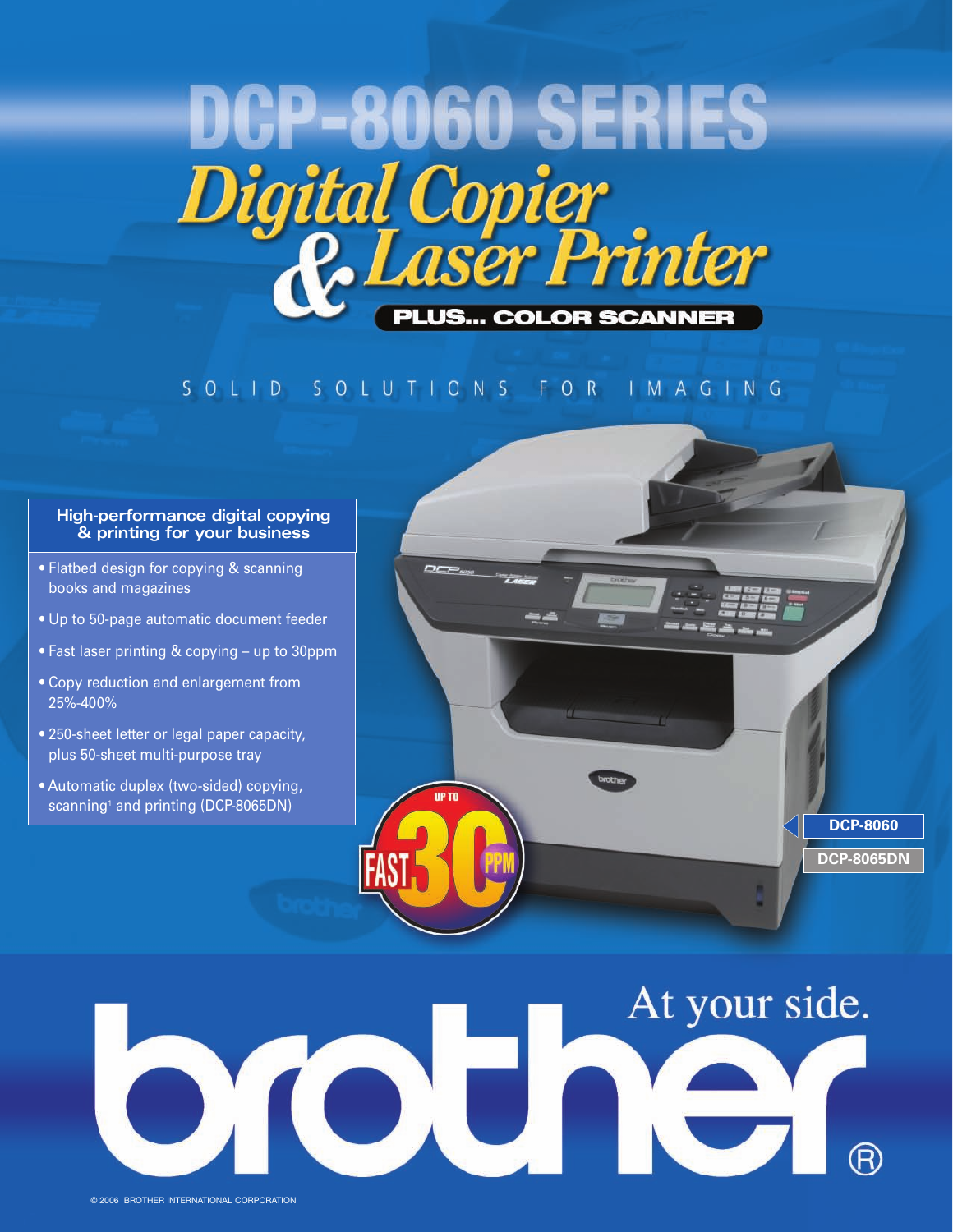# DCP-8060 SERIES

## *Digital Copier & Laser Printer*

**PLUS... COLOR SCANNER**

SOLID SOLUTIONS FOR IMAGING

### High-performance digital copying & printing for your business

- Flatbed design for copying & scanning books and magazines
- Up to 50-page automatic document feeder
- Fast laser printing & copying – up to 30ppm
- Copy reduction and enlargement from 25%-400%
- 250-sheet letter or legal paper capacity, plus 50-sheet multi-purpose tray
- Automatic duplex (two-sided) copying, scanning[1] and printing (DCP-8065DN)

UP TO FAST 30 PPM

**DCP-8060**

**DCP-8065DN**

At your side.

brother®

© 2006 BROTHER INTERNATIONAL CORPORATION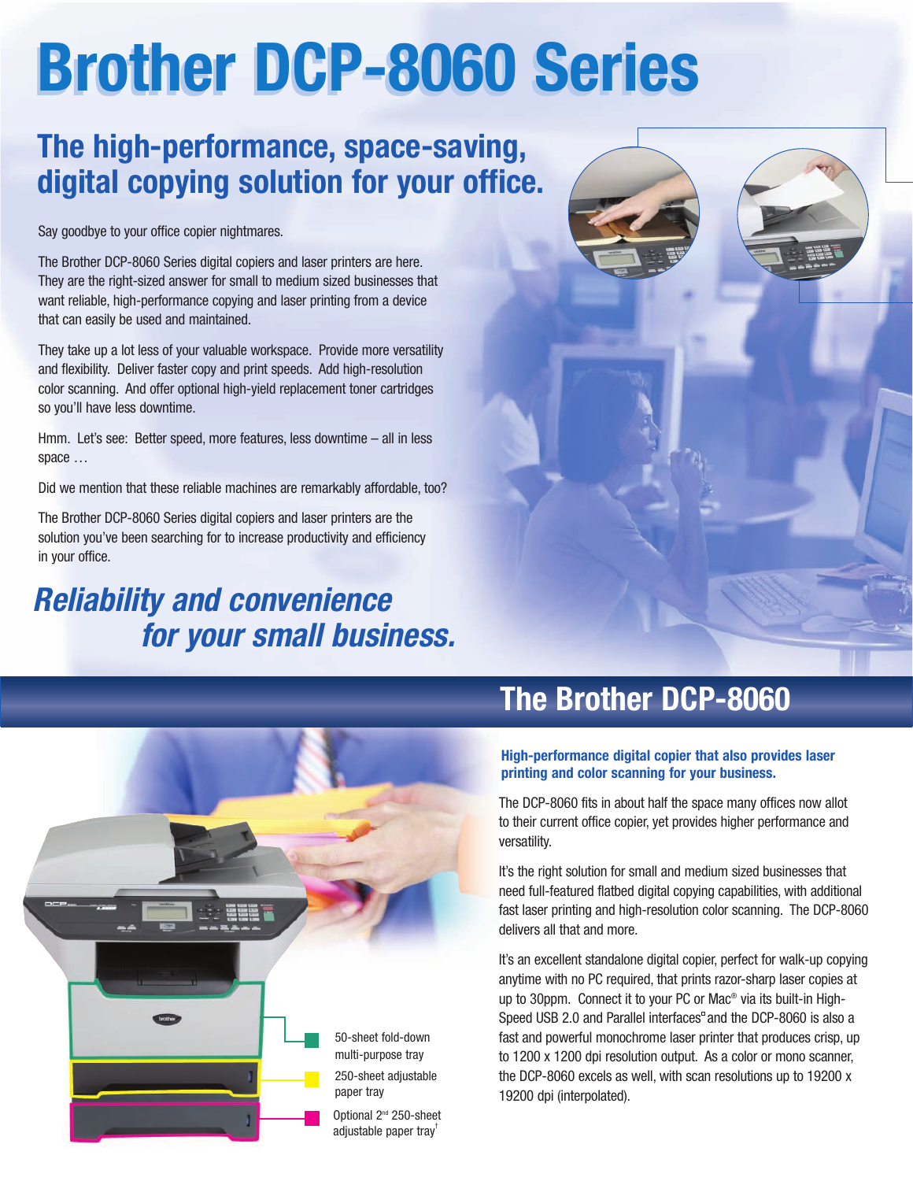# Brother DCP-8060 Series

## The high-performance, space-saving, digital copying solution for your office.

Say goodbye to your office copier nightmares.

The Brother DCP-8060 Series digital copiers and laser printers are here. They are the right-sized answer for small to medium sized businesses that want reliable, high-performance copying and laser printing from a device that can easily be used and maintained.

They take up a lot less of your valuable workspace. Provide more versatility and flexibility. Deliver faster copy and print speeds. Add high-resolution color scanning. And offer optional high-yield replacement toner cartridges so you'll have less downtime.

Hmm. Let's see: Better speed, more features, less downtime – all in less space …

Did we mention that these reliable machines are remarkably affordable, too?

The Brother DCP-8060 Series digital copiers and laser printers are the solution you've been searching for to increase productivity and efficiency in your office.

## *Reliability and convenience for your small business.*

## The Brother DCP-8060

**High-performance digital copier that also provides laser printing and color scanning for your business.**

The DCP-8060 fits in about half the space many offices now allot to their current office copier, yet provides higher performance and versatility.

It's the right solution for small and medium sized businesses that need full-featured flatbed digital copying capabilities, with additional fast laser printing and high-resolution color scanning. The DCP-8060 delivers all that and more.

It's an excellent standalone digital copier, perfect for walk-up copying anytime with no PC required, that prints razor-sharp laser copies at up to 30ppm. Connect it to your PC or Mac® via its built-in High-Speed USB 2.0 and Parallel interfaces[◊] and the DCP-8060 is also a fast and powerful monochrome laser printer that produces crisp, up to 1200 x 1200 dpi resolution output. As a color or mono scanner, the DCP-8060 excels as well, with scan resolutions up to 19200 x 19200 dpi (interpolated).

- 50-sheet fold-down multi-purpose tray
- 250-sheet adjustable paper tray
- Optional 2nd 250-sheet adjustable paper tray[†]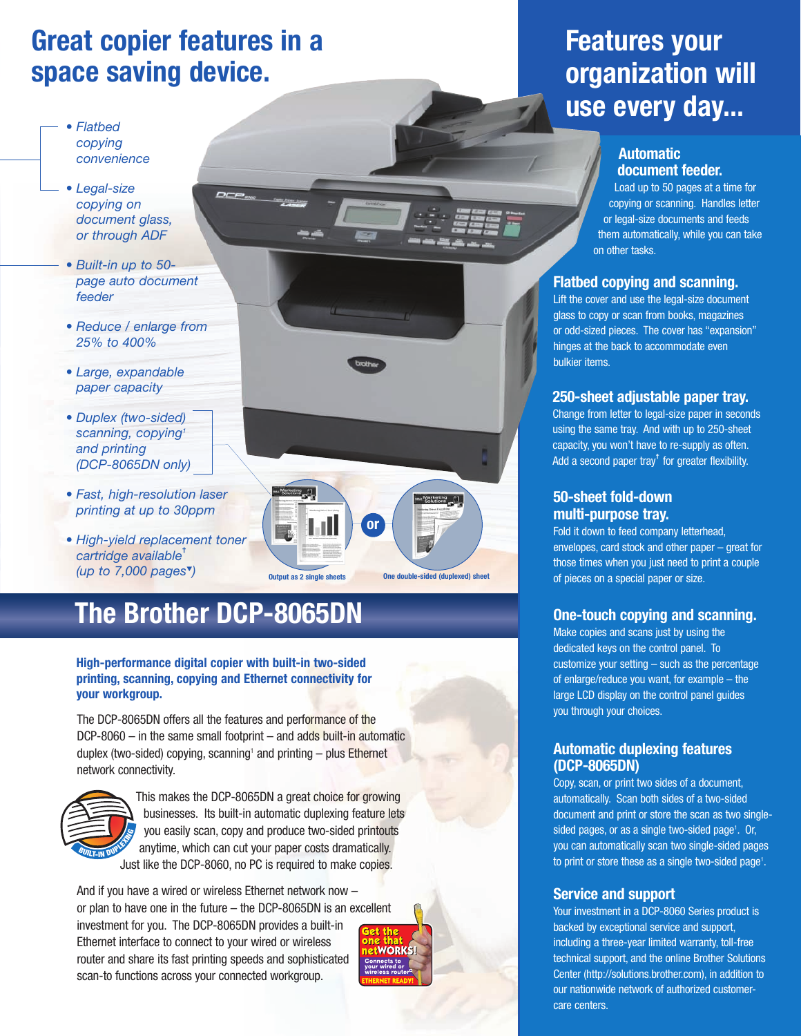# Great copier features in a space saving device.

- *Flatbed copying convenience*
- *Legal-size copying on document glass, or through ADF*
- *Built-in up to 50-page auto document feeder*
- *Reduce / enlarge from 25% to 400%*
- *Large, expandable paper capacity*
- *Duplex (two-sided) scanning, copying[1] and printing (DCP-8065DN only)*
- *Fast, high-resolution laser printing at up to 30ppm*
- *High-yield replacement toner cartridge available[†] (up to 7,000 pages[▾])*

Output as 2 single sheets

or

One double-sided (duplexed) sheet

# The Brother DCP-8065DN

**High-performance digital copier with built-in two-sided printing, scanning, copying and Ethernet connectivity for your workgroup.**

The DCP-8065DN offers all the features and performance of the DCP-8060 – in the same small footprint – and adds built-in automatic duplex (two-sided) copying, scanning[1] and printing – plus Ethernet network connectivity.

BUILT-IN DUPLEXING

This makes the DCP-8065DN a great choice for growing businesses. Its built-in automatic duplexing feature lets you easily scan, copy and produce two-sided printouts anytime, which can cut your paper costs dramatically. Just like the DCP-8060, no PC is required to make copies.

And if you have a wired or wireless Ethernet network now – or plan to have one in the future – the DCP-8065DN is an excellent investment for you. The DCP-8065DN provides a built-in Ethernet interface to connect to your wired or wireless router and share its fast printing speeds and sophisticated scan-to functions across your connected workgroup.

Get the one that netWORKS! Connects to your wired or wireless router[2] ETHERNET READY!

# Features your organization will use every day...

## Automatic document feeder.

Load up to 50 pages at a time for copying or scanning. Handles letter or legal-size documents and feeds them automatically, while you can take on other tasks.

## Flatbed copying and scanning.

Lift the cover and use the legal-size document glass to copy or scan from books, magazines or odd-sized pieces. The cover has “expansion” hinges at the back to accommodate even bulkier items.

## 250-sheet adjustable paper tray.

Change from letter to legal-size paper in seconds using the same tray. And with up to 250-sheet capacity, you won’t have to re-supply as often. Add a second paper tray[†] for greater flexibility.

## 50-sheet fold-down multi-purpose tray.

Fold it down to feed company letterhead, envelopes, card stock and other paper – great for those times when you just need to print a couple of pieces on a special paper or size.

## One-touch copying and scanning.

Make copies and scans just by using the dedicated keys on the control panel. To customize your setting – such as the percentage of enlarge/reduce you want, for example – the large LCD display on the control panel guides you through your choices.

## Automatic duplexing features (DCP-8065DN)

Copy, scan, or print two sides of a document, automatically. Scan both sides of a two-sided document and print or store the scan as two single-sided pages, or as a single two-sided page[1]. Or, you can automatically scan two single-sided pages to print or store these as a single two-sided page[1].

## Service and support

Your investment in a DCP-8060 Series product is backed by exceptional service and support, including a three-year limited warranty, toll-free technical support, and the online Brother Solutions Center (http://solutions.brother.com), in addition to our nationwide network of authorized customer-care centers.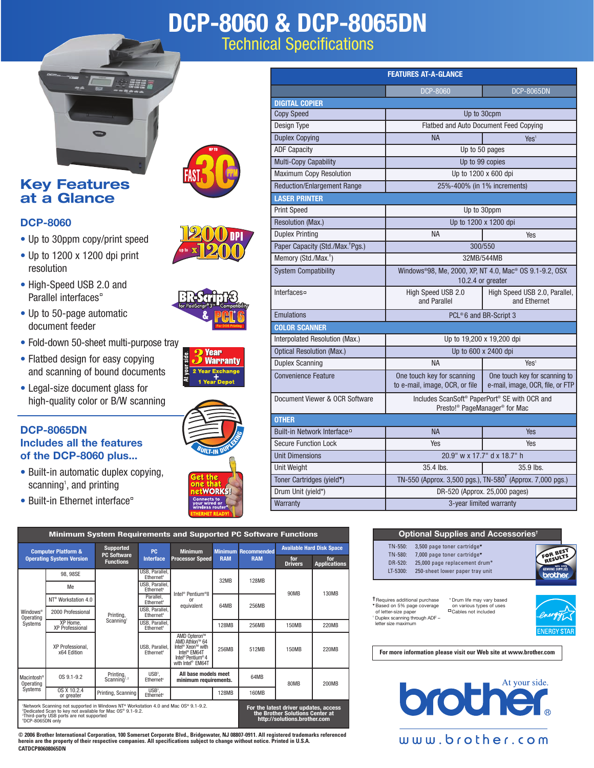# DCP-8060 & DCP-8065DN

## Technical Specifications

## Key Features at a Glance

### DCP-8060

- Up to 30ppm copy/print speed
- Up to 1200 x 1200 dpi print resolution
- High-Speed USB 2.0 and Parallel interfaces[□]
- Up to 50-page automatic document feeder
- Fold-down 50-sheet multi-purpose tray
- Flatbed design for easy copying and scanning of bound documents
- Legal-size document glass for high-quality color or B/W scanning

### DCP-8065DN Includes all the features of the DCP-8060 plus...

- Built-in automatic duplex copying, scanning[1], and printing
- Built-in Ethernet interface[□]

FAST UP TO 30 PPM

up to 1200 x 1200 DPI

BR-Script3 for PostScript® 3™ Compatibility & PCL®6 For DOS Printing

At your side. 3 Year Warranty 2 Year Exchange + 1 Year Depot

BUILT-IN DUPLEXING

Get the one that netWORKS! Connects to your wired or wireless router* ETHERNET READY!

| FEATURES AT-A-GLANCE | DCP-8060 | DCP-8065DN |
|---|---|---|
| **DIGITAL COPIER** | | |
| Copy Speed | Up to 30cpm | |
| Design Type | Flatbed and Auto Document Feed Copying | |
| Duplex Copying | NA | Yes[1] |
| ADF Capacity | Up to 50 pages | |
| Multi-Copy Capability | Up to 99 copies | |
| Maximum Copy Resolution | Up to 1200 x 600 dpi | |
| Reduction/Enlargement Range | 25%-400% (in 1% increments) | |
| **LASER PRINTER** | | |
| Print Speed | Up to 30ppm | |
| Resolution (Max.) | Up to 1200 x 1200 dpi | |
| Duplex Printing | NA | Yes |
| Paper Capacity (Std./Max.†Pgs.) | 300/550 | |
| Memory (Std./Max.†) | 32MB/544MB | |
| System Compatibility | Windows®98, Me, 2000, XP, NT 4.0, Mac® OS 9.1-9.2, OSX 10.2.4 or greater | |
| Interfaces[□] | High Speed USB 2.0 and Parallel | High Speed USB 2.0, Parallel, and Ethernet |
| Emulations | PCL® 6 and BR-Script 3 | |
| **COLOR SCANNER** | | |
| Interpolated Resolution (Max.) | Up to 19,200 x 19,200 dpi | |
| Optical Resolution (Max.) | Up to 600 x 2400 dpi | |
| Duplex Scanning | NA | Yes[1] |
| Convenience Feature | One touch key for scanning to e-mail, image, OCR, or file | One touch key for scanning to e-mail, image, OCR, file, or FTP |
| Document Viewer & OCR Software | Includes ScanSoft® PaperPort® SE with OCR and Presto!® PageManager® for Mac | |
| **OTHER** | | |
| Built-in Network Interface[□] | NA | Yes |
| Secure Function Lock | Yes | Yes |
| Unit Dimensions | 20.9" w x 17.7" d x 18.7" h | |
| Unit Weight | 35.4 lbs. | 35.9 lbs. |
| Toner Cartridges (yield▼) | TN-550 (Approx. 3,500 pgs.), TN-580† (Approx. 7,000 pgs.) | |
| Drum Unit (yield*) | DR-520 (Approx. 25,000 pages) | |
| Warranty | 3-year limited warranty | |

### Minimum System Requirements and Supported PC Software Functions

| Computer Platform & Operating System Version | | Supported PC Software Functions | PC Interface | Minimum Processor Speed | Minimum RAM | Recommended RAM | Available Hard Disk Space for Drivers | Available Hard Disk Space for Applications |
|---|---|---|---|---|---|---|---|---|
| Windows® Operating Systems | 98, 98SE | Printing, Scanning[1] | USB, Parallel, Ethernet[4] | Intel® Pentium®II or equivalent | 32MB | 128MB | 90MB | 130MB |
| | Me | | USB, Parallel, Ethernet[4] | | | | | |
| | NT® Workstation 4.0 | | Parallel, Ethernet[4] | | 64MB | 256MB | | |
| | 2000 Professional | | USB, Parallel, Ethernet[4] | | | | | |
| | XP Home, XP Professional | | USB, Parallel, Ethernet[4] | | 128MB | 256MB | 150MB | 220MB |
| | XP Professional, x64 Edition | | USB, Parallel, Ethernet[4] | AMD Opteron™ AMD Athlon™ 64 Intel® Xeon™ with Intel® EM64T Intel® Pentium® 4 with Intel® EM64T | 256MB | 512MB | 150MB | 220MB |
| Macintosh® Operating Systems | OS 9.1-9.2 | Printing, Scanning[1,2] | USB[3], Ethernet[4] | All base models meet minimum requirements. | 64MB | | 80MB | 200MB |
| | OS X 10.2.4 or greater | Printing, Scanning | USB[3], Ethernet[4] | | 128MB | 160MB | | |

[1]Network Scanning not supported in Windows NT® Workstation 4.0 and Mac OS® 9.1-9.2.
[2]Dedicated Scan to key not available for Mac OS® 9.1-9.2.
[3]Third-party USB ports are not supported
[4]DCP-8065DN only

For the latest driver updates, access the Brother Solutions Center at http://solutions.brother.com

### Optional Supplies and Accessories†

| | |
|---|---|
| TN-550: | 3,500 page toner cartridge▼ |
| TN-580: | 7,000 page toner cartridge▼ |
| DR-520: | 25,000 page replacement drum* |
| LT-5300: | 250-sheet lower paper tray unit |

FOR BEST RESULTS use only GENUINE SUPPLIES brother

†Requires additional purchase
▼Based on 5% page coverage of letter-size paper
[1] Duplex scanning through ADF – letter size maximum
* Drum life may vary based on various types of uses
□Cables not included

ENERGY STAR

For more information please visit our Web site at www.brother.com

brother At your side.

www.brother.com

© 2006 Brother International Corporation, 100 Somerset Corporate Blvd., Bridgewater, NJ 08807-0911. All registered trademarks referenced herein are the property of their respective companies. All specifications subject to change without notice. Printed in U.S.A.
CATDCP80608065DN